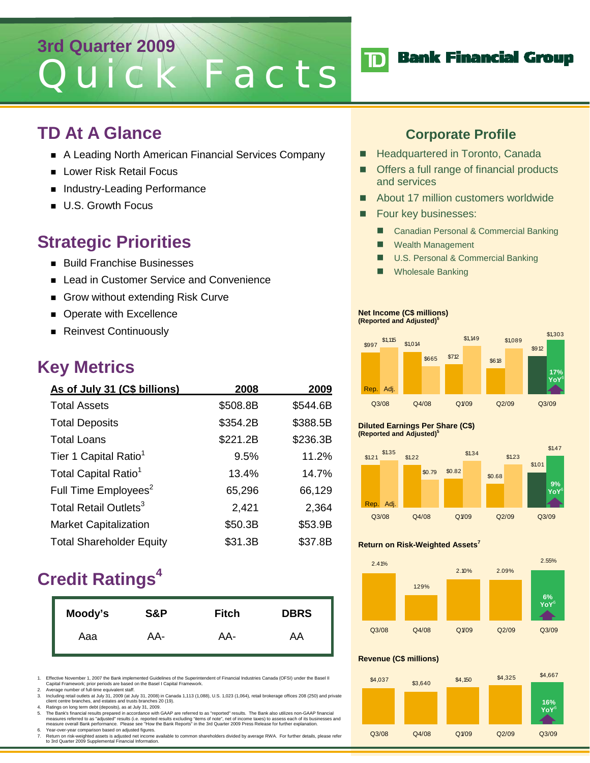# 3rd Quarter 2009 Quick Facts

TD Bank Financial Group

## TD At A Glance

- A Leading North American Financial Services Company
- Lower Risk Retail Focus
- Industry-Leading Performance
- U.S. Growth Focus

## Strategic Priorities

- Build Franchise Businesses
- Lead in Customer Service and Convenience
- Grow without extending Risk Curve
- Operate with Excellence
- Reinvest Continuously

## Key Metrics

| As of July 31 (C$ billions) | 2008 | 2009 |
|---|---|---|
| Total Assets | $508.8B | $544.6B |
| Total Deposits | $354.2B | $388.5B |
| Total Loans | $221.2B | $236.3B |
| Tier 1 Capital Ratio[1] | 9.5% | 11.2% |
| Total Capital Ratio[1] | 13.4% | 14.7% |
| Full Time Employees[2] | 65,296 | 66,129 |
| Total Retail Outlets[3] | 2,421 | 2,364 |
| Market Capitalization | $50.3B | $53.9B |
| Total Shareholder Equity | $31.3B | $37.8B |

## Credit Ratings[4]

| Moody's | S&P | Fitch | DBRS |
|---|---|---|---|
| Aaa | AA- | AA- | AA |

## Corporate Profile

- Headquartered in Toronto, Canada
- Offers a full range of financial products and services
- About 17 million customers worldwide
- Four key businesses:
  - Canadian Personal & Commercial Banking
  - Wealth Management
  - U.S. Personal & Commercial Banking
  - Wholesale Banking

**Net Income (C$ millions)**
**(Reported and Adjusted)[5]**

| | Q3/08 | Q4/08 | Q1/09 | Q2/09 | Q3/09 |
|---|---|---|---|---|---|
| Rep. | $997 | $1,014 | $712 | $618 | $912 |
| Adj. | $1,115 | $665 | $1,149 | $1,089 | $1,303 |

Q3/09: 17% YoY[6]

**Diluted Earnings Per Share (C$)**
**(Reported and Adjusted)[5]**

| | Q3/08 | Q4/08 | Q1/09 | Q2/09 | Q3/09 |
|---|---|---|---|---|---|
| Rep. | $1.21 | $1.22 | $0.82 | $0.68 | $1.01 |
| Adj. | $1.35 | $0.79 | $1.34 | $1.23 | $1.47 |

Q3/09: 9% YoY[6]

**Return on Risk-Weighted Assets[7]**

| Q3/08 | Q4/08 | Q1/09 | Q2/09 | Q3/09 |
|---|---|---|---|---|
| 2.41% | 1.29% | 2.10% | 2.09% | 2.55% |

Q3/09: 6% YoY[6]

**Revenue (C$ millions)**

| Q3/08 | Q4/08 | Q1/09 | Q2/09 | Q3/09 |
|---|---|---|---|---|
| $4,037 | $3,640 | $4,150 | $4,325 | $4,667 |

Q3/09: 16% YoY[6]

1. Effective November 1, 2007 the Bank implemented Guidelines of the Superintendent of Financial Industries Canada (OFSI) under the Basel II Capital Framework; prior periods are based on the Basel I Capital Framework.
2. Average number of full-time equivalent staff.
3. Including retail outlets at July 31, 2009 (at July 31, 2008) in Canada 1,113 (1,088), U.S. 1,023 (1,064), retail brokerage offices 208 (250) and private client centre branches, and estates and trusts branches 20 (19).
4. Ratings on long term debt (deposits), as at July 31, 2009.
5. The Bank's financial results prepared in accordance with GAAP are referred to as "reported" results. The Bank also utilizes non-GAAP financial measures referred to as "adjusted" results (i.e. reported results excluding "items of note", net of income taxes) to assess each of its businesses and measure overall Bank performance. Please see "How the Bank Reports" in the 3rd Quarter 2009 Press Release for further explanation.
6. Year-over-year comparison based on adjusted figures.
7. Return on risk-weighted assets is adjusted net income available to common shareholders divided by average RWA. For further details, please refer to 3rd Quarter 2009 Supplemental Financial Information.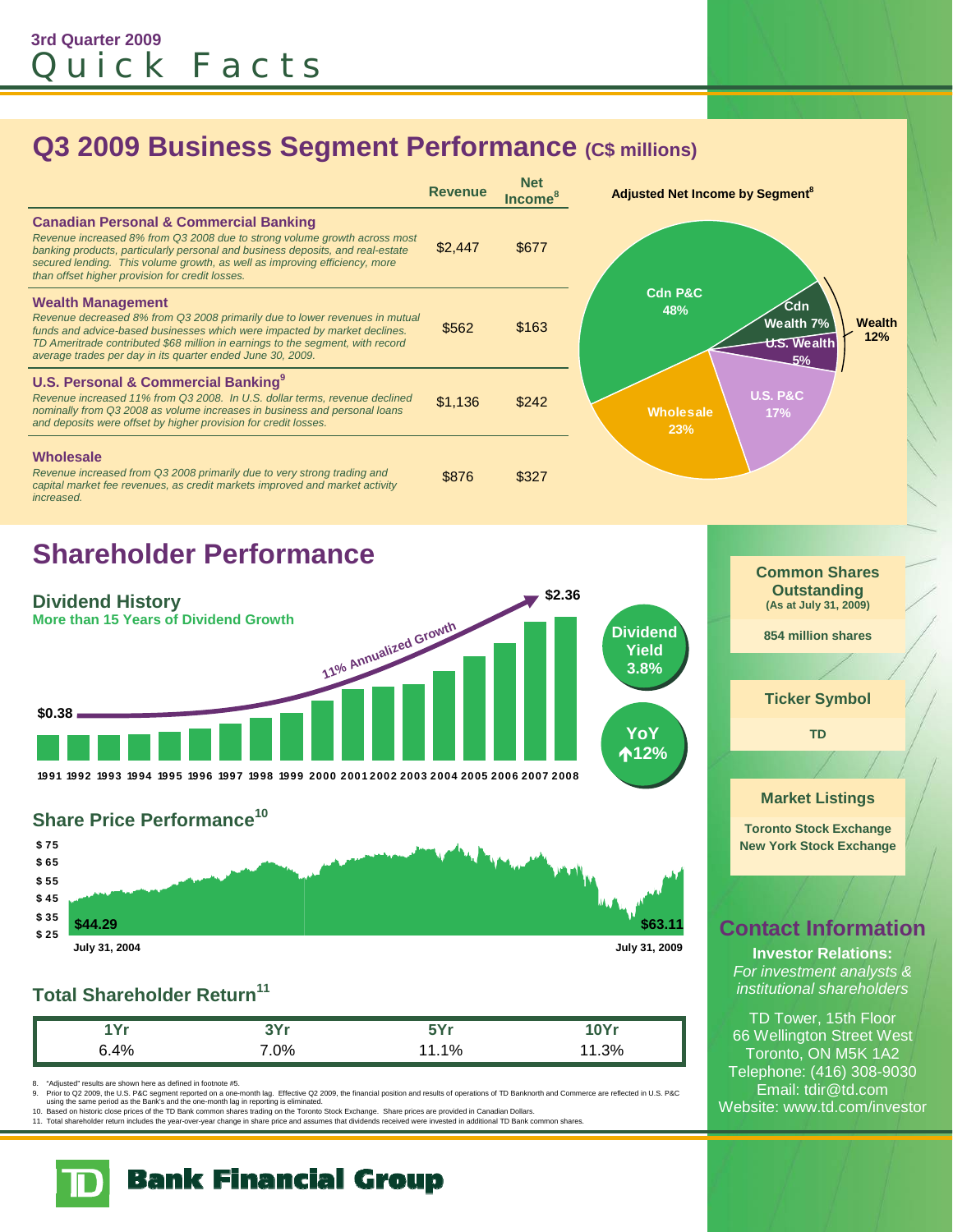3rd Quarter 2009
# Quick Facts

## Q3 2009 Business Segment Performance (C$ millions)

| | Revenue | Net Income[8] |
|---|---|---|
| **Canadian Personal & Commercial Banking**<br>*Revenue increased 8% from Q3 2008 due to strong volume growth across most banking products, particularly personal and business deposits, and real-estate secured lending. This volume growth, as well as improving efficiency, more than offset higher provision for credit losses.* | $2,447 | $677 |
| **Wealth Management**<br>*Revenue decreased 8% from Q3 2008 primarily due to lower revenues in mutual funds and advice-based businesses which were impacted by market declines. TD Ameritrade contributed $68 million in earnings to the segment, with record average trades per day in its quarter ended June 30, 2009.* | $562 | $163 |
| **U.S. Personal & Commercial Banking[9]**<br>*Revenue increased 11% from Q3 2008. In U.S. dollar terms, revenue declined nominally from Q3 2008 as volume increases in business and personal loans and deposits were offset by higher provision for credit losses.* | $1,136 | $242 |
| **Wholesale**<br>*Revenue increased from Q3 2008 primarily due to very strong trading and capital market fee revenues, as credit markets improved and market activity increased.* | $876 | $327 |

**Adjusted Net Income by Segment[8]**

Cdn P&C 48%
Cdn Wealth 7%
U.S. Wealth 5%
Wealth 12%
U.S. P&C 17%
Wholesale 23%

## Shareholder Performance

### Dividend History
**More than 15 Years of Dividend Growth**

$0.38
11% Annualized Growth
$2.36

1991 1992 1993 1994 1995 1996 1997 1998 1999 2000 2001 2002 2003 2004 2005 2006 2007 2008

Dividend Yield 3.8%

YoY ↑12%

### Share Price Performance[10]

$ 75
$ 65
$ 55
$ 45
$ 35
$ 25

$44.29
$63.11

July 31, 2004
July 31, 2009

### Total Shareholder Return[11]

| 1Yr | 3Yr | 5Yr | 10Yr |
|---|---|---|---|
| 6.4% | 7.0% | 11.1% | 11.3% |

8. "Adjusted" results are shown here as defined in footnote #5.
9. Prior to Q2 2009, the U.S. P&C segment reported on a one-month lag. Effective Q2 2009, the financial position and results of operations of TD Banknorth and Commerce are reflected in U.S. P&C using the same period as the Bank's and the one-month lag in reporting is eliminated.
10. Based on historic close prices of the TD Bank common shares trading on the Toronto Stock Exchange. Share prices are provided in Canadian Dollars.
11. Total shareholder return includes the year-over-year change in share price and assumes that dividends received were invested in additional TD Bank common shares.

**Common Shares Outstanding**
(As at July 31, 2009)

854 million shares

**Ticker Symbol**

TD

**Market Listings**

Toronto Stock Exchange
New York Stock Exchange

## Contact Information

**Investor Relations:**
*For investment analysts & institutional shareholders*

TD Tower, 15th Floor
66 Wellington Street West
Toronto, ON M5K 1A2
Telephone: (416) 308-9030
Email: tdir@td.com
Website: www.td.com/investor

**TD Bank Financial Group**